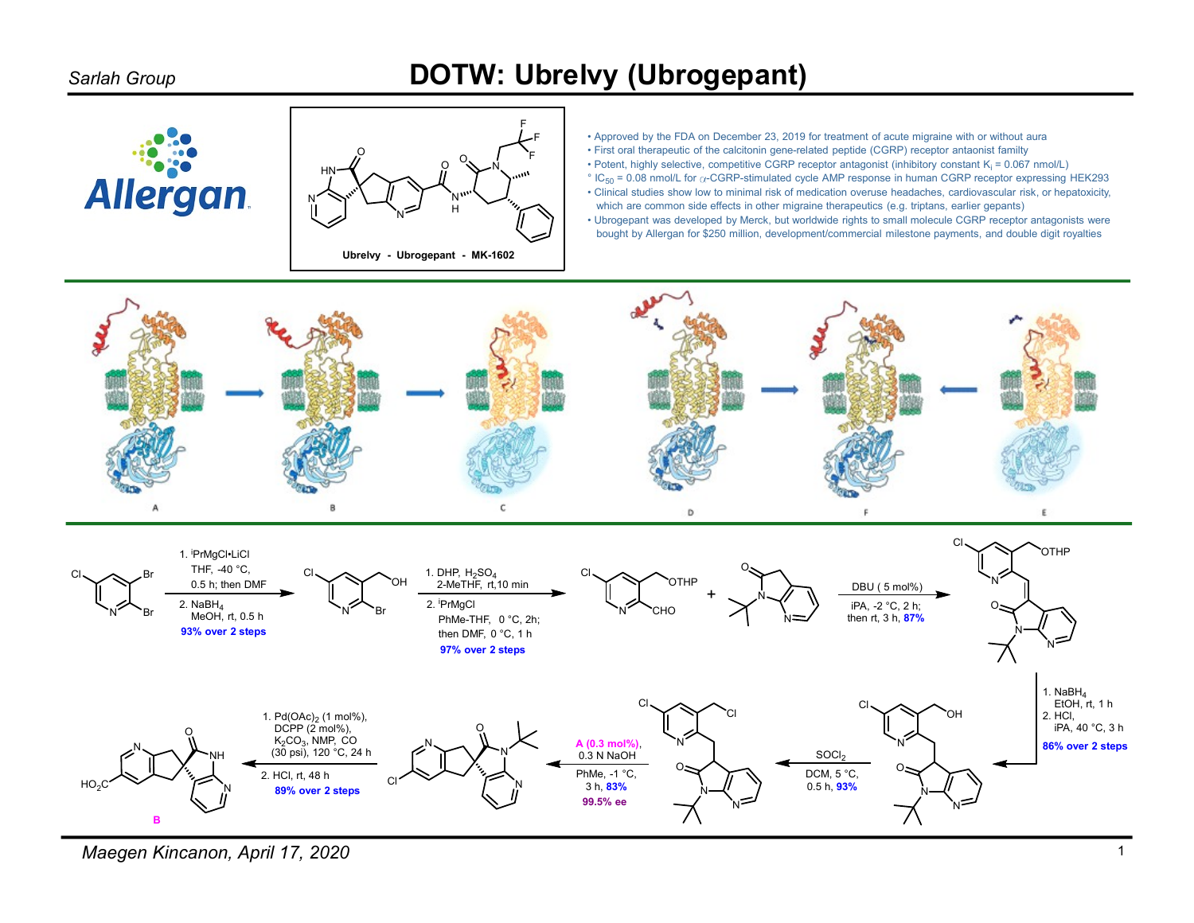# DOTW: Ubrelvy (Ubrogepant)

Sarlah Group

Ubrelvy - Ubrogepant - MK-1602

- Approved by the FDA on December 23, 2019 for treatment of acute migraine with or without aura
- First oral therapeutic of the calcitonin gene-related peptide (CGRP) receptor antaonist family
- Potent, highly selective, competitive CGRP receptor antagonist (inhibitory constant $K_i$ = 0.067 nmol/L)
- $IC_{50}$ = 0.08 nmol/L for α-CGRP-stimulated cycle AMP response in human CGRP receptor expressing HEK293
- Clinical studies show low to minimal risk of medication overuse headaches, cardiovascular risk, or hepatoxicity, which are common side effects in other migraine therapeutics (e.g. triptans, earlier gepants)
- Ubrogepant was developed by Merck, but worldwide rights to small molecule CGRP receptor antagonists were bought by Allergan for $250 million, development/commercial milestone payments, and double digit royalties

A B C D F E

1. $^iPrMgCl•LiCl$, THF, -40 °C, 0.5 h; then DMF
2. $NaBH_4$, MeOH, rt, 0.5 h

93% over 2 steps

1. DHP, $H_2SO_4$, 2-MeTHF, rt, 10 min
2. $^iPrMgCl$, PhMe-THF, 0 °C, 2h; then DMF, 0 °C, 1 h

97% over 2 steps

DBU (5 mol%), iPA, -2 °C, 2 h; then rt, 3 h, 87%

1. $NaBH_4$, EtOH, rt, 1 h
2. HCl, iPA, 40 °C, 3 h

86% over 2 steps

$SOCl_2$, DCM, 5 °C, 0.5 h, 93%

A (0.3 mol%), 0.3 N NaOH, PhMe, -1 °C, 3 h, 83%, 99.5% ee

1. $Pd(OAc)_2$ (1 mol%), DCPP (2 mol%), $K_2CO_3$, NMP, CO (30 psi), 120 °C, 24 h
2. HCl, rt, 48 h

89% over 2 steps

B

Maegen Kincanon, April 17, 2020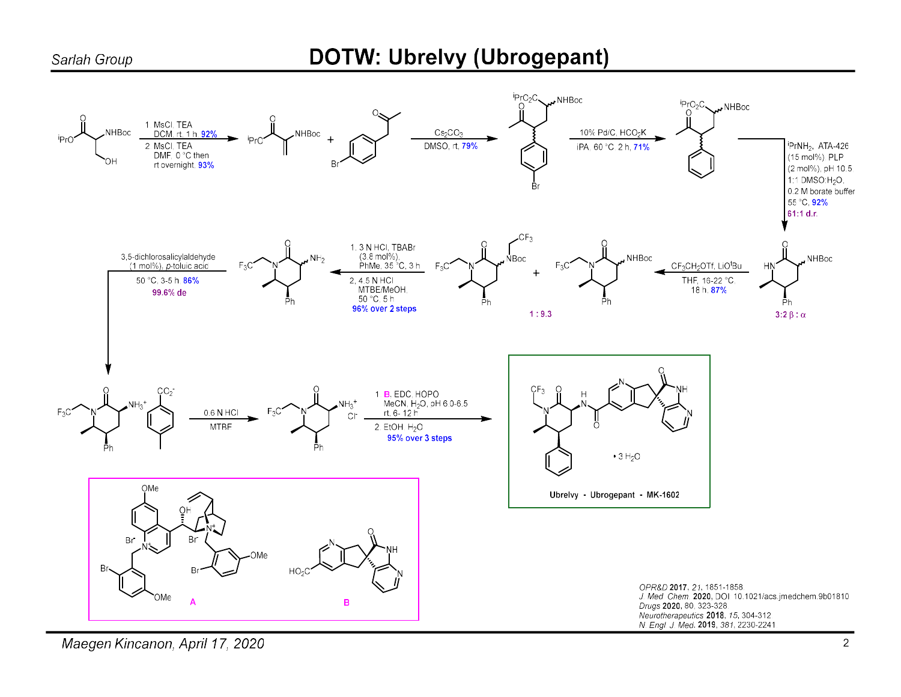# DOTW: Ubrelvy (Ubrogepant)

1. MsCl, TEA, DCM, rt, 1 h, 92%
2. MsCl, TEA, DMF, 0 °C then rt overnight, 93%

$Cs_2CO_3$, DMSO, rt, 79%

10% Pd/C, $HCO_2K$, iPA, 60 °C, 2 h, 71%

$^iPrNH_2$, ATA-426 (15 mol%), PLP (2 mol%), pH 10.5, 1:1 DMSO:$H_2O$, 0.2 M borate buffer, 55 °C, 92%, 61:1 d.r.

3:2 β : α

$CF_3CH_2OTf$, $LiO^tBu$, THF, 16-22 °C, 18 h, 87%

1 : 9.3

1. 3 N HCl, TBABr (3.8 mol%), PhMe, 35 °C, 3 h
2. 4.5 N HCl, MTBE/MeOH, 50 °C, 5 h

96% over 2 steps

3,5-dichlorosalicylaldehyde (1 mol%), *p*-toluic acid, 50 °C, 3-5 h, 86%, 99.6% de

0.6 N HCl, MTBE

1. **B**, EDC, HOPO, MeCN, $H_2O$, pH 6.0-6.5, rt, 6-12 h
2. EtOH, $H_2O$

95% over 3 steps

• 3 $H_2O$

**Ubrelvy - Ubrogepant - MK-1602**

A

B

*OPR&D* **2017**, *21*, 1851-1858
*J. Med. Chem.* **2020**, DOI: 10.1021/acs.jmedchem.9b01810
*Drugs* **2020**, *80*, 323-328
*Neurotherapeutics* **2018**, *15*, 304-312
*N. Engl. J. Med.* **2019**, *381*, 2230-2241

Maegen Kincanon, April 17, 2020